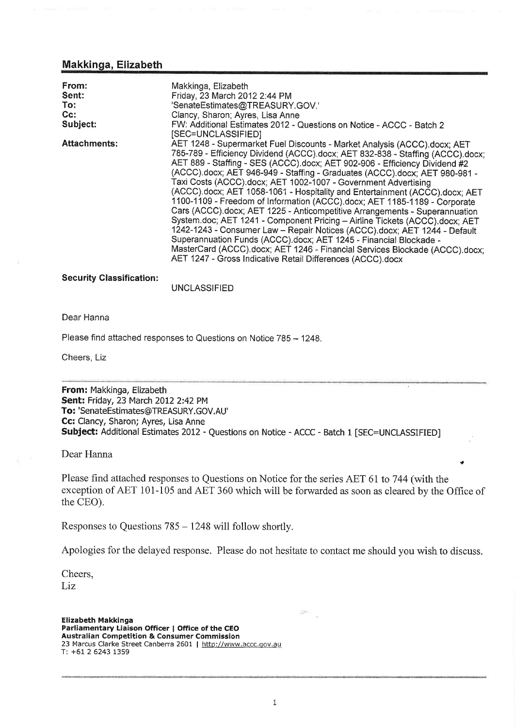## Makkinga, Elizabeth

| | |
|---|---|
| **From:** | Makkinga, Elizabeth |
| **Sent:** | Friday, 23 March 2012 2:44 PM |
| **To:** | 'SenateEstimates@TREASURY.GOV.' |
| **Cc:** | Clancy, Sharon; Ayres, Lisa Anne |
| **Subject:** | FW: Additional Estimates 2012 - Questions on Notice - ACCC - Batch 2 [SEC=UNCLASSIFIED] |
| **Attachments:** | AET 1248 - Supermarket Fuel Discounts - Market Analysis (ACCC).docx; AET 785-789 - Efficiency Dividend (ACCC).docx; AET 832-838 - Staffing (ACCC).docx; AET 889 - Staffing - SES (ACCC).docx; AET 902-906 - Efficiency Dividend #2 (ACCC).docx; AET 946-949 - Staffing - Graduates (ACCC).docx; AET 980-981 - Taxi Costs (ACCC).docx; AET 1002-1007 - Government Advertising (ACCC).docx; AET 1058-1061 - Hospitality and Entertainment (ACCC).docx; AET 1100-1109 - Freedom of Information (ACCC).docx; AET 1185-1189 - Corporate Cars (ACCC).docx; AET 1225 - Anticompetitive Arrangements - Superannuation System.doc; AET 1241 - Component Pricing – Airline Tickets (ACCC).docx; AET 1242-1243 - Consumer Law – Repair Notices (ACCC).docx; AET 1244 - Default Superannuation Funds (ACCC).docx; AET 1245 - Financial Blockade - MasterCard (ACCC).docx; AET 1246 - Financial Services Blockade (ACCC).docx; AET 1247 - Gross Indicative Retail Differences (ACCC).docx |

**Security Classification:**
UNCLASSIFIED

Dear Hanna

Please find attached responses to Questions on Notice 785 – 1248.

Cheers, Liz

---

**From:** Makkinga, Elizabeth
**Sent:** Friday, 23 March 2012 2:42 PM
**To:** 'SenateEstimates@TREASURY.GOV.AU'
**Cc:** Clancy, Sharon; Ayres, Lisa Anne
**Subject:** Additional Estimates 2012 - Questions on Notice - ACCC - Batch 1 [SEC=UNCLASSIFIED]

Dear Hanna

Please find attached responses to Questions on Notice for the series AET 61 to 744 (with the exception of AET 101-105 and AET 360 which will be forwarded as soon as cleared by the Office of the CEO).

Responses to Questions 785 – 1248 will follow shortly.

Apologies for the delayed response. Please do not hesitate to contact me should you wish to discuss.

Cheers,
Liz

**Elizabeth Makkinga**
**Parliamentary Liaison Officer | Office of the CEO**
**Australian Competition & Consumer Commission**
23 Marcus Clarke Street Canberra 2601 | http://www.accc.gov.au
T: +61 2 6243 1359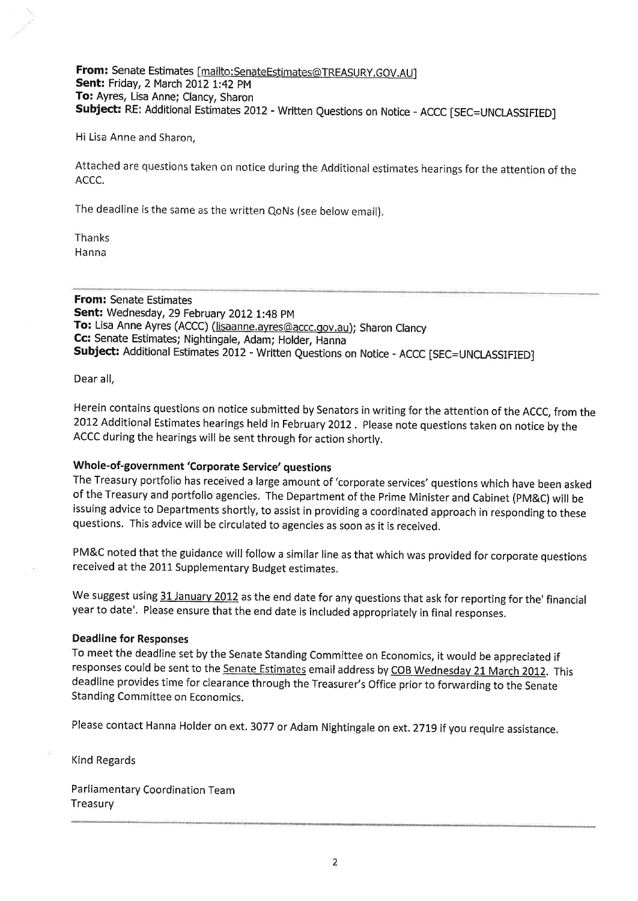**From:** Senate Estimates [mailto:SenateEstimates@TREASURY.GOV.AU]
**Sent:** Friday, 2 March 2012 1:42 PM
**To:** Ayres, Lisa Anne; Clancy, Sharon
**Subject:** RE: Additional Estimates 2012 - Written Questions on Notice - ACCC [SEC=UNCLASSIFIED]

Hi Lisa Anne and Sharon,

Attached are questions taken on notice during the Additional estimates hearings for the attention of the ACCC.

The deadline is the same as the written QoNs (see below email).

Thanks
Hanna

---

**From:** Senate Estimates
**Sent:** Wednesday, 29 February 2012 1:48 PM
**To:** Lisa Anne Ayres (ACCC) (lisaanne.ayres@accc.gov.au); Sharon Clancy
**Cc:** Senate Estimates; Nightingale, Adam; Holder, Hanna
**Subject:** Additional Estimates 2012 - Written Questions on Notice - ACCC [SEC=UNCLASSIFIED]

Dear all,

Herein contains questions on notice submitted by Senators in writing for the attention of the ACCC, from the 2012 Additional Estimates hearings held in February 2012 . Please note questions taken on notice by the ACCC during the hearings will be sent through for action shortly.

**Whole-of-government 'Corporate Service' questions**

The Treasury portfolio has received a large amount of 'corporate services' questions which have been asked of the Treasury and portfolio agencies. The Department of the Prime Minister and Cabinet (PM&C) will be issuing advice to Departments shortly, to assist in providing a coordinated approach in responding to these questions. This advice will be circulated to agencies as soon as it is received.

PM&C noted that the guidance will follow a similar line as that which was provided for corporate questions received at the 2011 Supplementary Budget estimates.

We suggest using 31 January 2012 as the end date for any questions that ask for reporting for the' financial year to date'. Please ensure that the end date is included appropriately in final responses.

**Deadline for Responses**

To meet the deadline set by the Senate Standing Committee on Economics, it would be appreciated if responses could be sent to the Senate Estimates email address by COB Wednesday 21 March 2012. This deadline provides time for clearance through the Treasurer's Office prior to forwarding to the Senate Standing Committee on Economics.

Please contact Hanna Holder on ext. 3077 or Adam Nightingale on ext. 2719 if you require assistance.

Kind Regards

Parliamentary Coordination Team
Treasury

---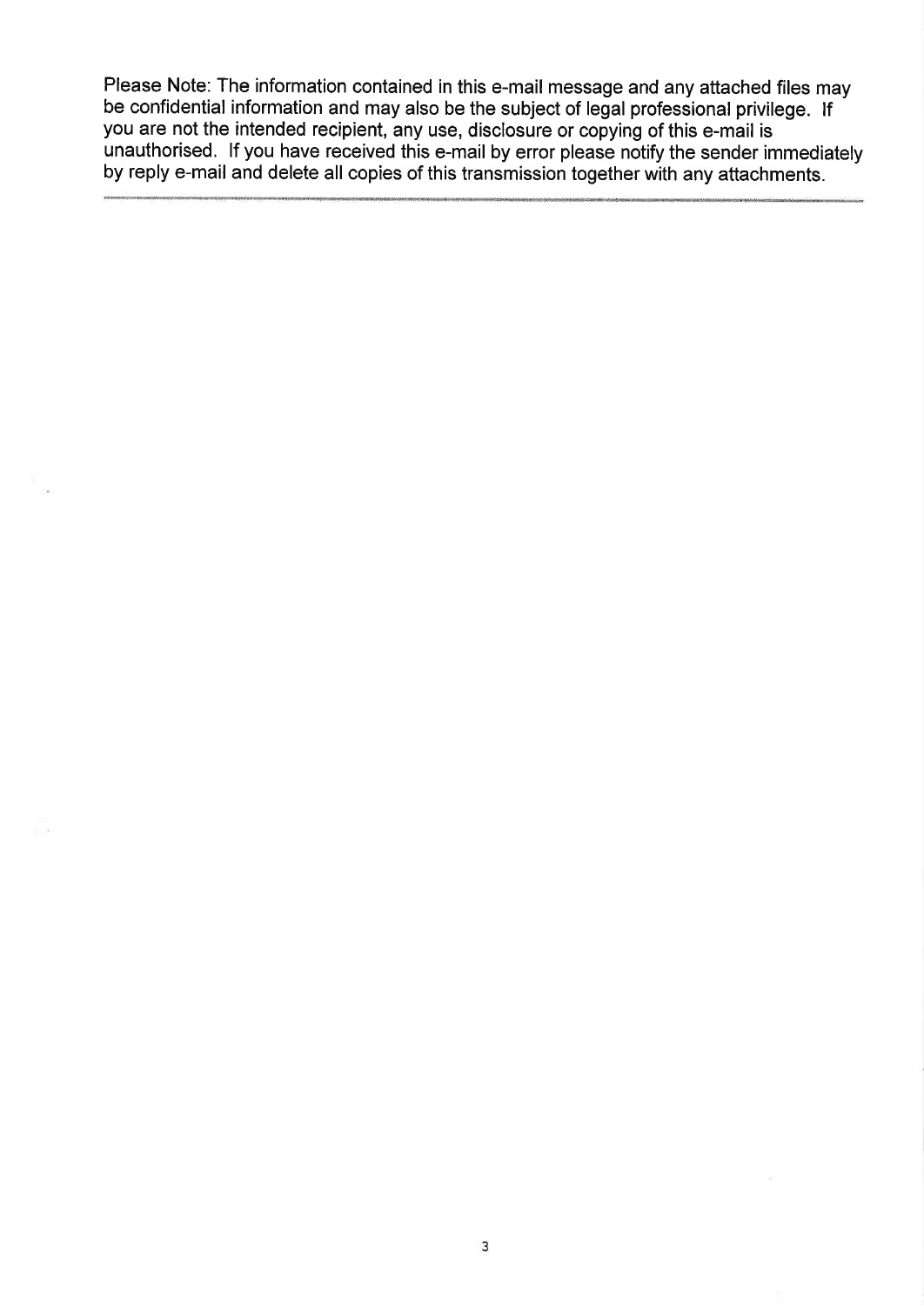Please Note: The information contained in this e-mail message and any attached files may be confidential information and may also be the subject of legal professional privilege. If you are not the intended recipient, any use, disclosure or copying of this e-mail is unauthorised. If you have received this e-mail by error please notify the sender immediately by reply e-mail and delete all copies of this transmission together with any attachments.

---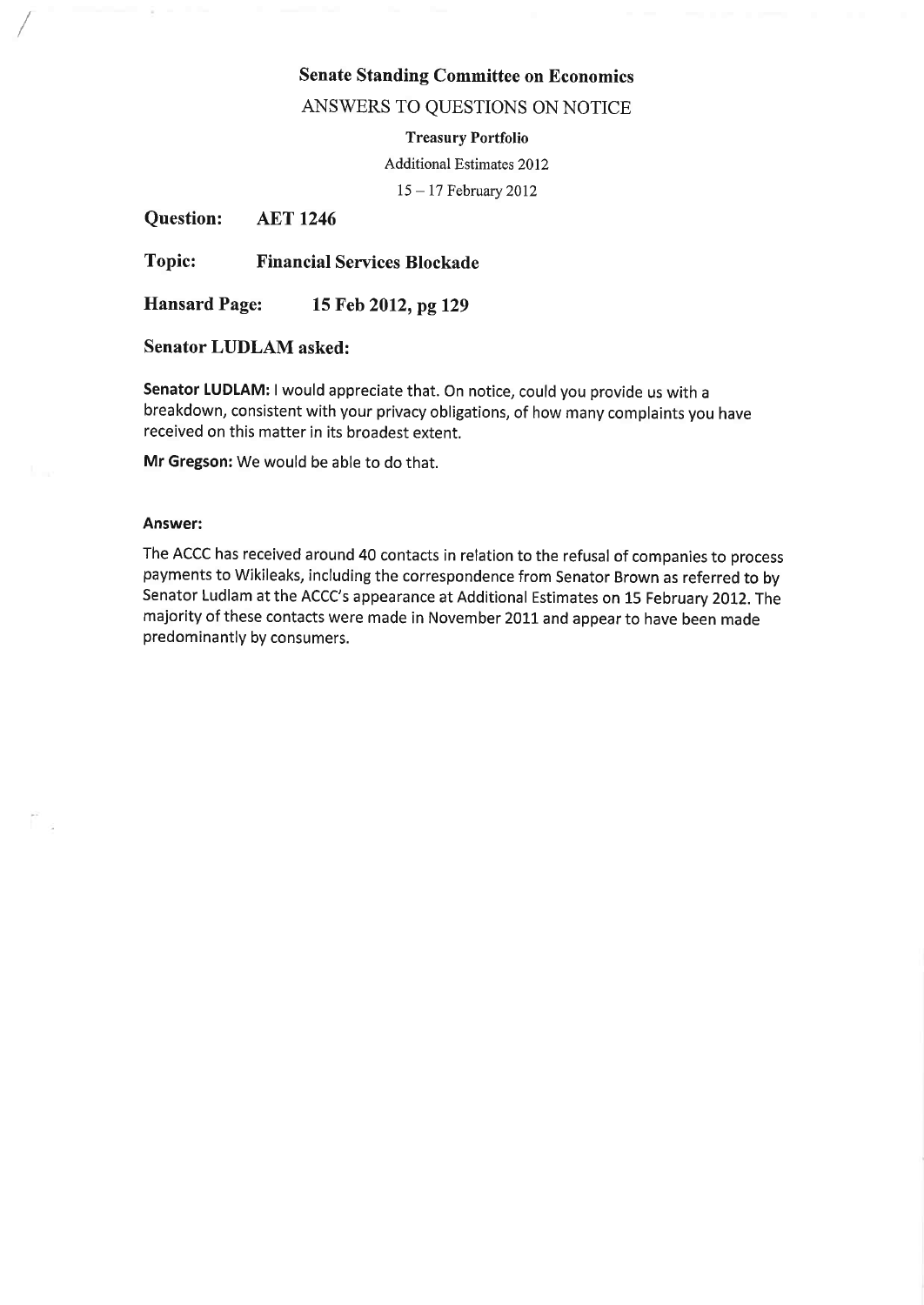**Senate Standing Committee on Economics**

ANSWERS TO QUESTIONS ON NOTICE

**Treasury Portfolio**

Additional Estimates 2012

15 – 17 February 2012

**Question: AET 1246**

**Topic: Financial Services Blockade**

**Hansard Page: 15 Feb 2012, pg 129**

**Senator LUDLAM asked:**

**Senator LUDLAM:** I would appreciate that. On notice, could you provide us with a breakdown, consistent with your privacy obligations, of how many complaints you have received on this matter in its broadest extent.

**Mr Gregson:** We would be able to do that.

**Answer:**

The ACCC has received around 40 contacts in relation to the refusal of companies to process payments to Wikileaks, including the correspondence from Senator Brown as referred to by Senator Ludlam at the ACCC's appearance at Additional Estimates on 15 February 2012. The majority of these contacts were made in November 2011 and appear to have been made predominantly by consumers.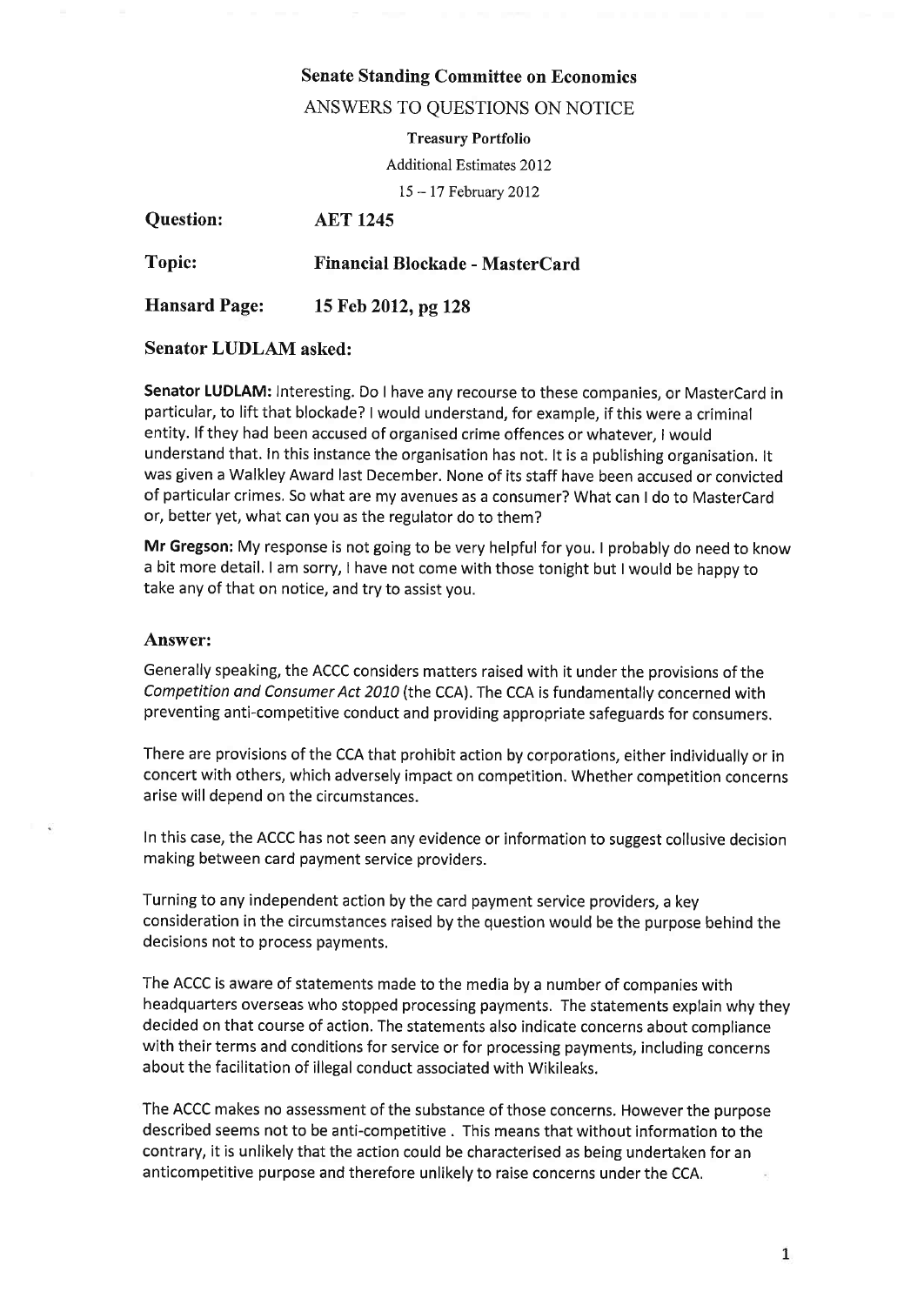**Senate Standing Committee on Economics**

ANSWERS TO QUESTIONS ON NOTICE

**Treasury Portfolio**

Additional Estimates 2012

15 – 17 February 2012

**Question:** **AET 1245**

**Topic:** **Financial Blockade - MasterCard**

**Hansard Page:** **15 Feb 2012, pg 128**

**Senator LUDLAM asked:**

**Senator LUDLAM:** Interesting. Do I have any recourse to these companies, or MasterCard in particular, to lift that blockade? I would understand, for example, if this were a criminal entity. If they had been accused of organised crime offences or whatever, I would understand that. In this instance the organisation has not. It is a publishing organisation. It was given a Walkley Award last December. None of its staff have been accused or convicted of particular crimes. So what are my avenues as a consumer? What can I do to MasterCard or, better yet, what can you as the regulator do to them?

**Mr Gregson:** My response is not going to be very helpful for you. I probably do need to know a bit more detail. I am sorry, I have not come with those tonight but I would be happy to take any of that on notice, and try to assist you.

**Answer:**

Generally speaking, the ACCC considers matters raised with it under the provisions of the *Competition and Consumer Act 2010* (the CCA). The CCA is fundamentally concerned with preventing anti-competitive conduct and providing appropriate safeguards for consumers.

There are provisions of the CCA that prohibit action by corporations, either individually or in concert with others, which adversely impact on competition. Whether competition concerns arise will depend on the circumstances.

In this case, the ACCC has not seen any evidence or information to suggest collusive decision making between card payment service providers.

Turning to any independent action by the card payment service providers, a key consideration in the circumstances raised by the question would be the purpose behind the decisions not to process payments.

The ACCC is aware of statements made to the media by a number of companies with headquarters overseas who stopped processing payments. The statements explain why they decided on that course of action. The statements also indicate concerns about compliance with their terms and conditions for service or for processing payments, including concerns about the facilitation of illegal conduct associated with Wikileaks.

The ACCC makes no assessment of the substance of those concerns. However the purpose described seems not to be anti-competitive . This means that without information to the contrary, it is unlikely that the action could be characterised as being undertaken for an anticompetitive purpose and therefore unlikely to raise concerns under the CCA.